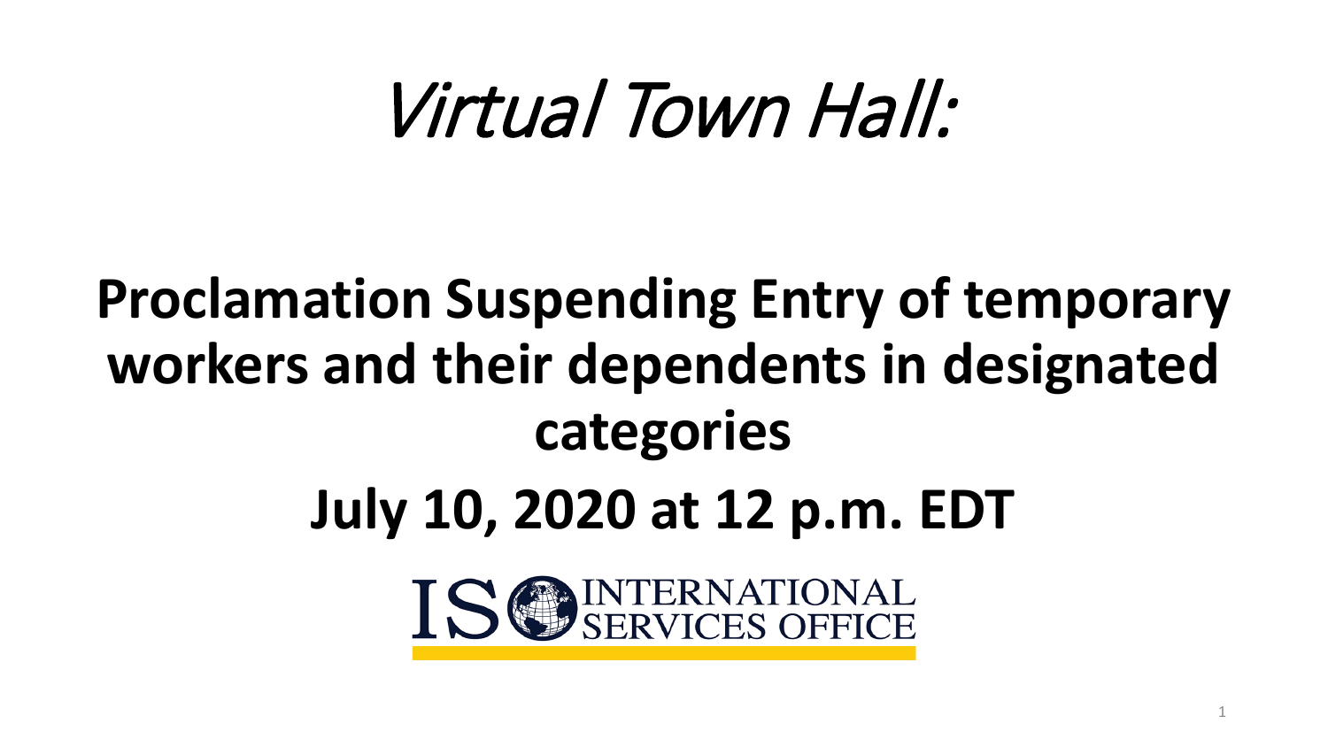# *Virtual Town Hall:*

## **Proclamation Suspending Entry of temporary workers and their dependents in designated categories**

## **July 10, 2020 at 12 p.m. EDT**

ISO INTERNATIONAL SERVICES OFFICE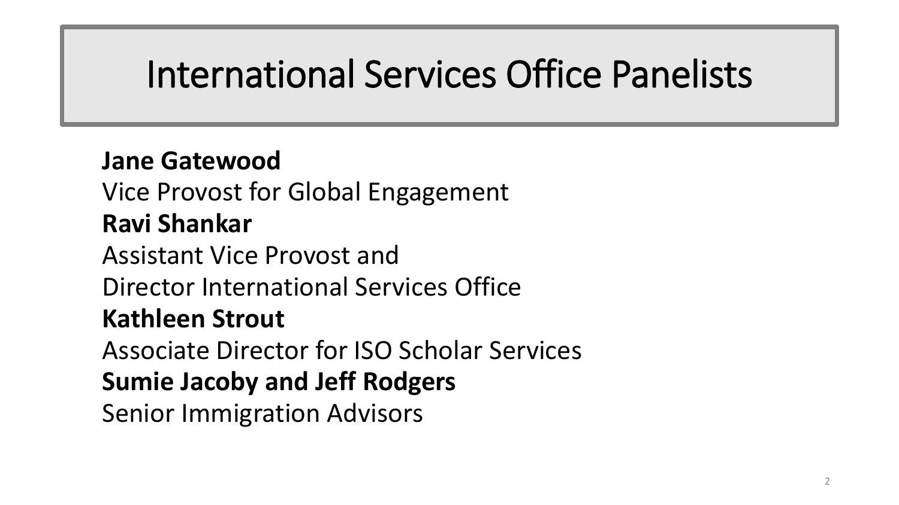# International Services Office Panelists

**Jane Gatewood**
Vice Provost for Global Engagement
**Ravi Shankar**
Assistant Vice Provost and
Director International Services Office
**Kathleen Strout**
Associate Director for ISO Scholar Services
**Sumie Jacoby and Jeff Rodgers**
Senior Immigration Advisors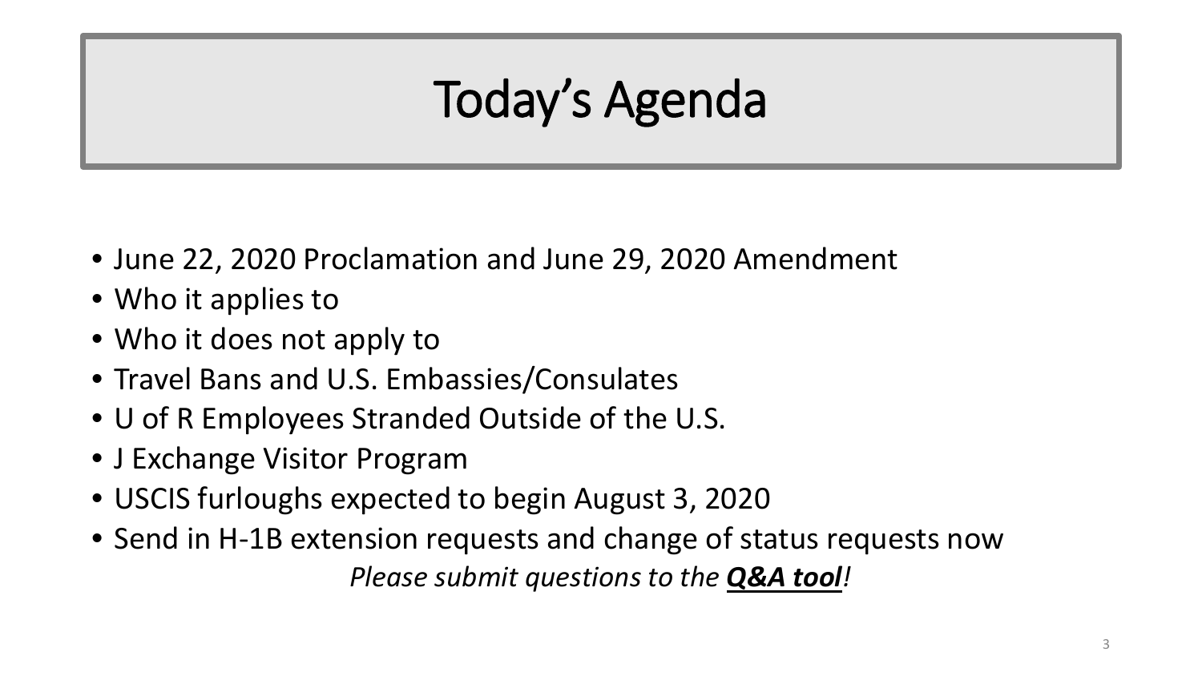# Today's Agenda

- June 22, 2020 Proclamation and June 29, 2020 Amendment
- Who it applies to
- Who it does not apply to
- Travel Bans and U.S. Embassies/Consulates
- U of R Employees Stranded Outside of the U.S.
- J Exchange Visitor Program
- USCIS furloughs expected to begin August 3, 2020
- Send in H-1B extension requests and change of status requests now

*Please submit questions to the **Q&A tool**!*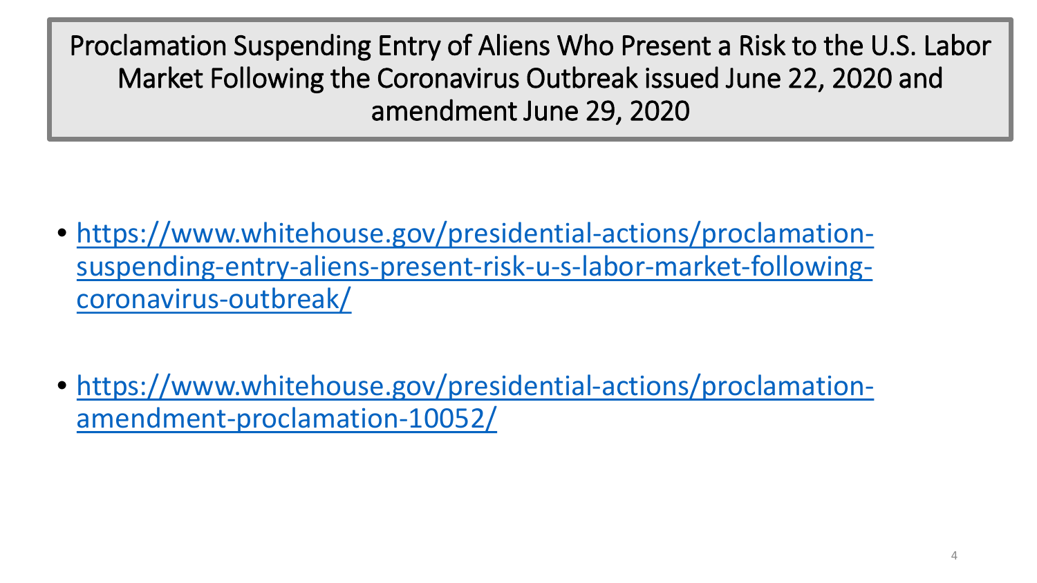# Proclamation Suspending Entry of Aliens Who Present a Risk to the U.S. Labor Market Following the Coronavirus Outbreak issued June 22, 2020 and amendment June 29, 2020

- https://www.whitehouse.gov/presidential-actions/proclamation-suspending-entry-aliens-present-risk-u-s-labor-market-following-coronavirus-outbreak/

- https://www.whitehouse.gov/presidential-actions/proclamation-amendment-proclamation-10052/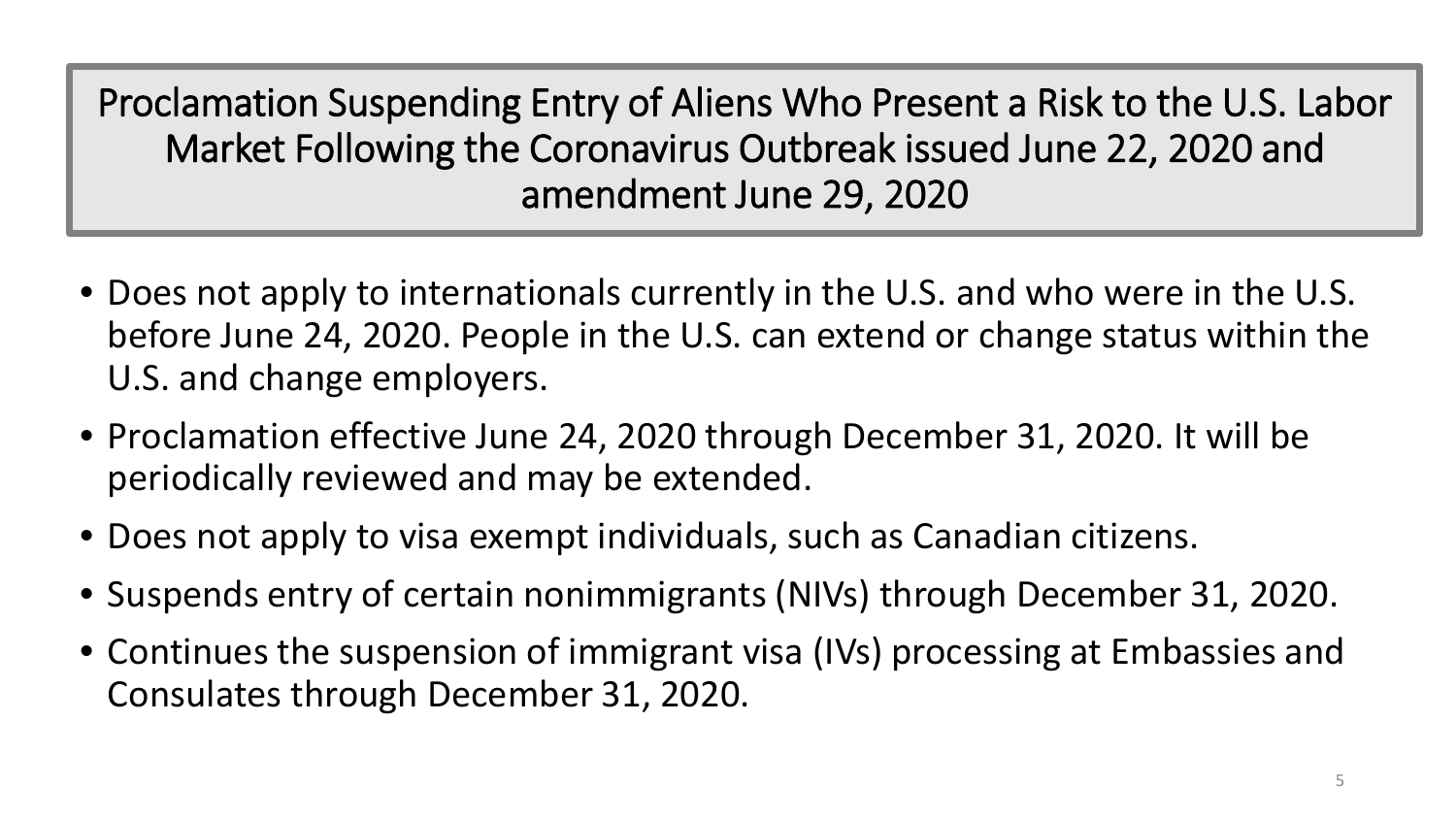# Proclamation Suspending Entry of Aliens Who Present a Risk to the U.S. Labor Market Following the Coronavirus Outbreak issued June 22, 2020 and amendment June 29, 2020

- Does not apply to internationals currently in the U.S. and who were in the U.S. before June 24, 2020. People in the U.S. can extend or change status within the U.S. and change employers.
- Proclamation effective June 24, 2020 through December 31, 2020. It will be periodically reviewed and may be extended.
- Does not apply to visa exempt individuals, such as Canadian citizens.
- Suspends entry of certain nonimmigrants (NIVs) through December 31, 2020.
- Continues the suspension of immigrant visa (IVs) processing at Embassies and Consulates through December 31, 2020.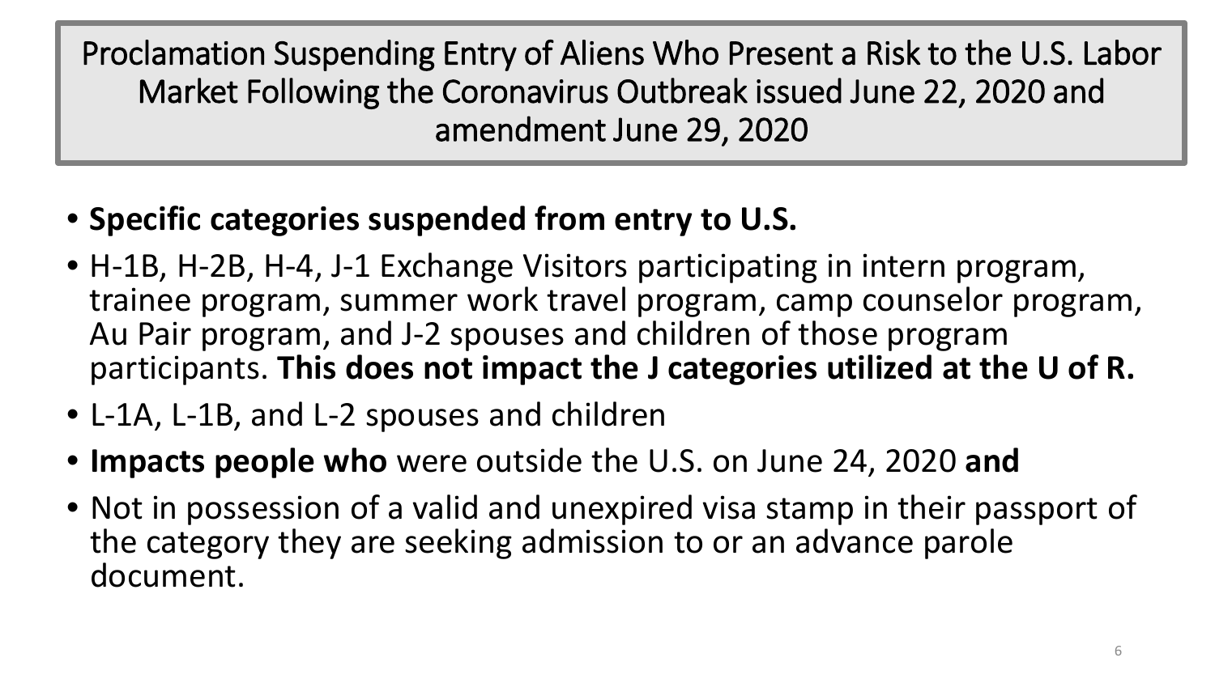# Proclamation Suspending Entry of Aliens Who Present a Risk to the U.S. Labor Market Following the Coronavirus Outbreak issued June 22, 2020 and amendment June 29, 2020

- **Specific categories suspended from entry to U.S.**
- H-1B, H-2B, H-4, J-1 Exchange Visitors participating in intern program, trainee program, summer work travel program, camp counselor program, Au Pair program, and J-2 spouses and children of those program participants. **This does not impact the J categories utilized at the U of R.**
- L-1A, L-1B, and L-2 spouses and children
- **Impacts people who** were outside the U.S. on June 24, 2020 **and**
- Not in possession of a valid and unexpired visa stamp in their passport of the category they are seeking admission to or an advance parole document.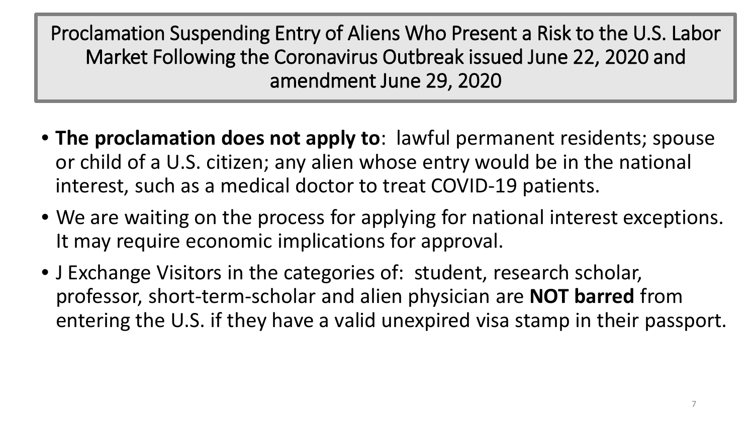# Proclamation Suspending Entry of Aliens Who Present a Risk to the U.S. Labor Market Following the Coronavirus Outbreak issued June 22, 2020 and amendment June 29, 2020

- **The proclamation does not apply to**: lawful permanent residents; spouse or child of a U.S. citizen; any alien whose entry would be in the national interest, such as a medical doctor to treat COVID-19 patients.
- We are waiting on the process for applying for national interest exceptions. It may require economic implications for approval.
- J Exchange Visitors in the categories of: student, research scholar, professor, short-term-scholar and alien physician are **NOT barred** from entering the U.S. if they have a valid unexpired visa stamp in their passport.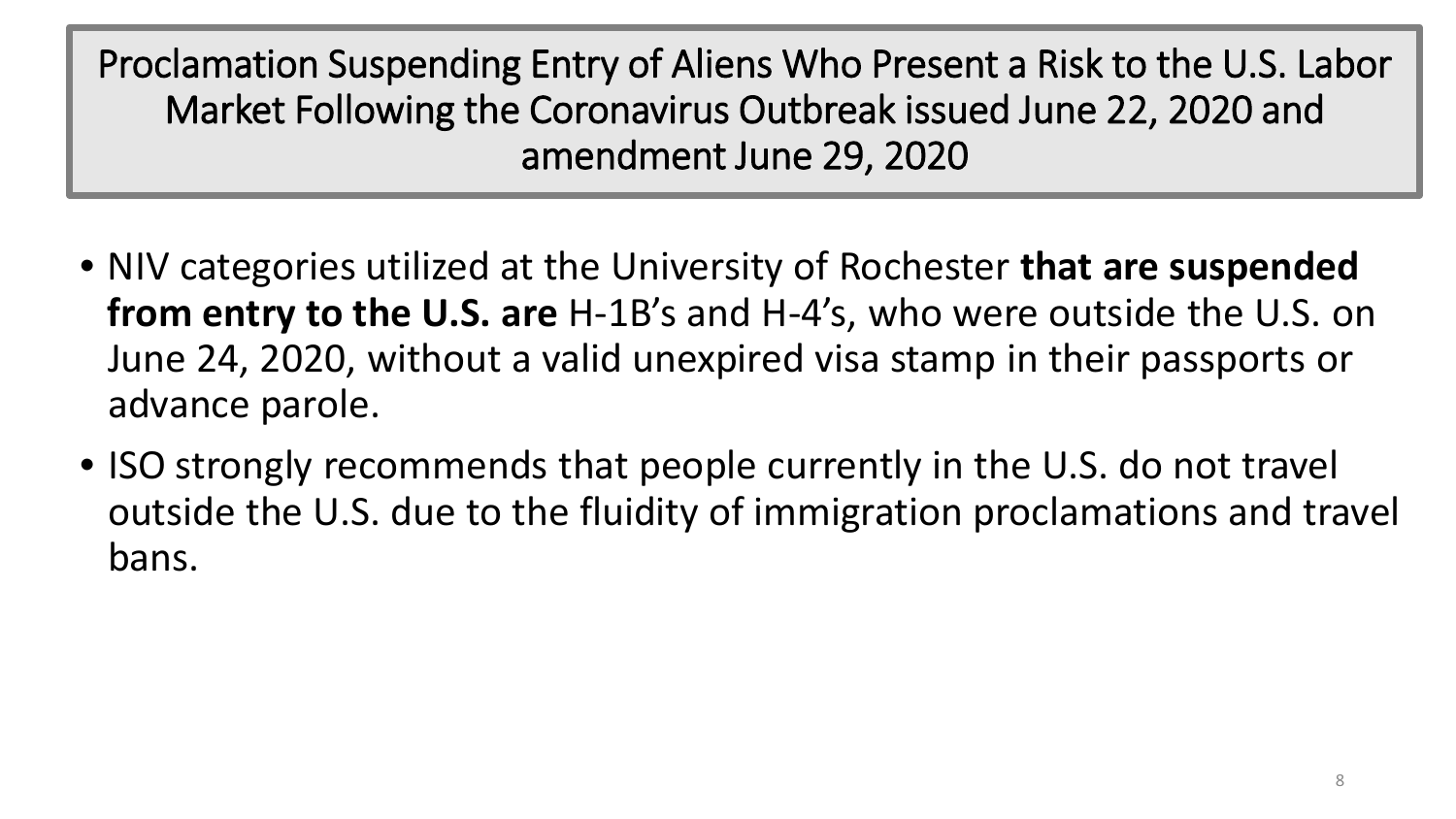# Proclamation Suspending Entry of Aliens Who Present a Risk to the U.S. Labor Market Following the Coronavirus Outbreak issued June 22, 2020 and amendment June 29, 2020

- NIV categories utilized at the University of Rochester **that are suspended from entry to the U.S. are** H-1B's and H-4's, who were outside the U.S. on June 24, 2020, without a valid unexpired visa stamp in their passports or advance parole.
- ISO strongly recommends that people currently in the U.S. do not travel outside the U.S. due to the fluidity of immigration proclamations and travel bans.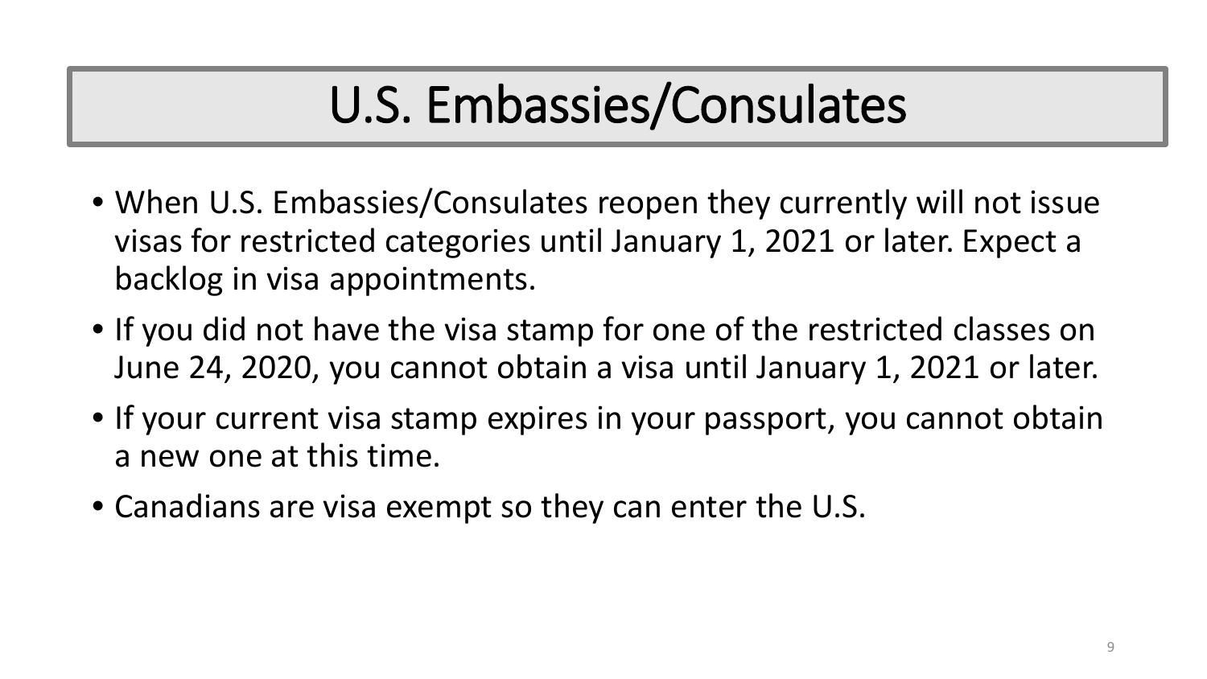# U.S. Embassies/Consulates

- When U.S. Embassies/Consulates reopen they currently will not issue visas for restricted categories until January 1, 2021 or later. Expect a backlog in visa appointments.
- If you did not have the visa stamp for one of the restricted classes on June 24, 2020, you cannot obtain a visa until January 1, 2021 or later.
- If your current visa stamp expires in your passport, you cannot obtain a new one at this time.
- Canadians are visa exempt so they can enter the U.S.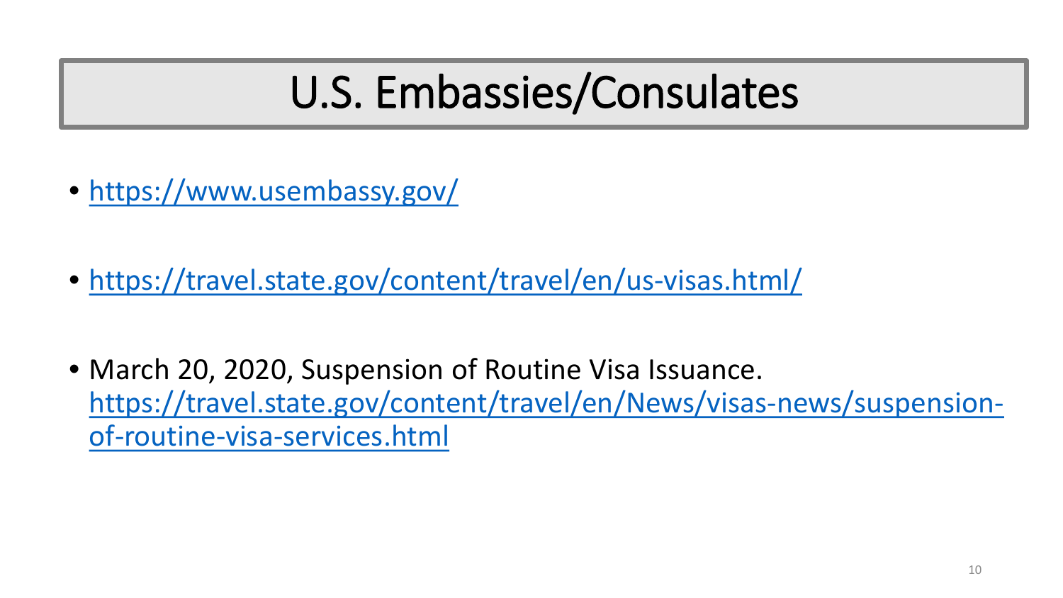# U.S. Embassies/Consulates

- https://www.usembassy.gov/
- https://travel.state.gov/content/travel/en/us-visas.html/
- March 20, 2020, Suspension of Routine Visa Issuance. https://travel.state.gov/content/travel/en/News/visas-news/suspension-of-routine-visa-services.html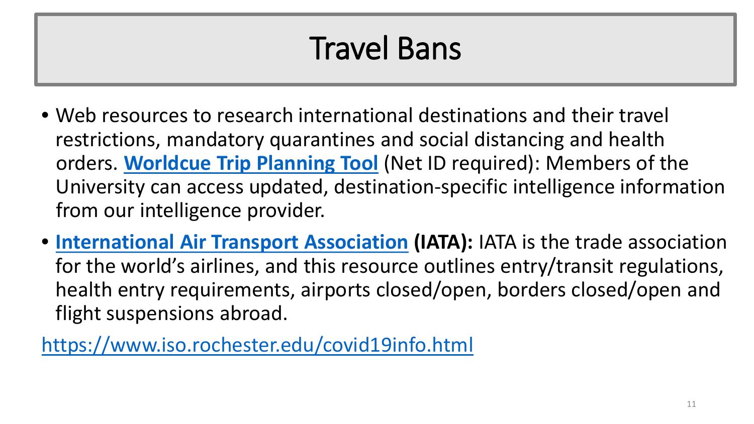# Travel Bans

- Web resources to research international destinations and their travel restrictions, mandatory quarantines and social distancing and health orders. **Worldcue Trip Planning Tool** (Net ID required): Members of the University can access updated, destination-specific intelligence information from our intelligence provider.
- **International Air Transport Association (IATA):** IATA is the trade association for the world's airlines, and this resource outlines entry/transit regulations, health entry requirements, airports closed/open, borders closed/open and flight suspensions abroad.

https://www.iso.rochester.edu/covid19info.html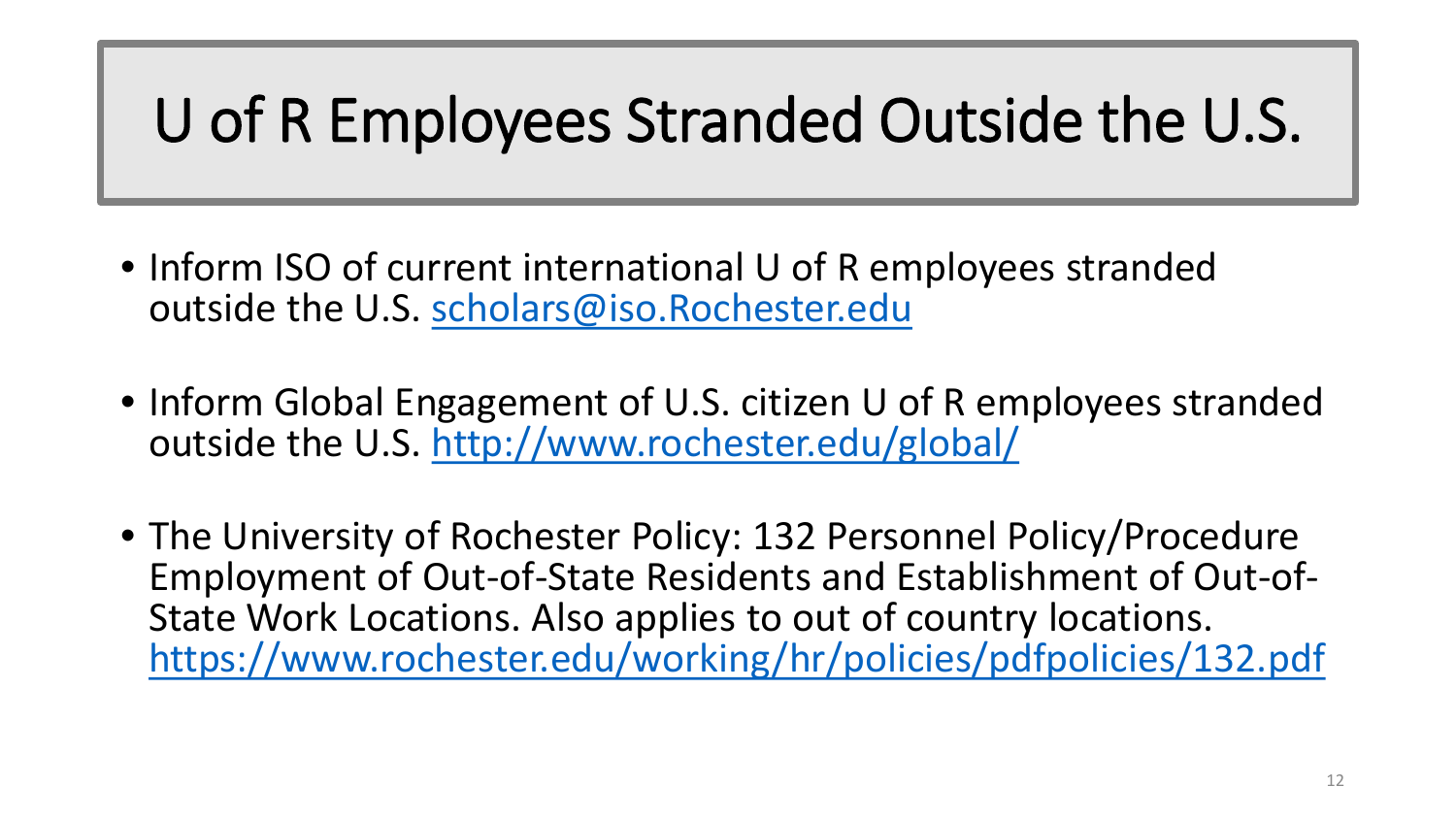# U of R Employees Stranded Outside the U.S.

- Inform ISO of current international U of R employees stranded outside the U.S. scholars@iso.Rochester.edu

- Inform Global Engagement of U.S. citizen U of R employees stranded outside the U.S. http://www.rochester.edu/global/

- The University of Rochester Policy: 132 Personnel Policy/Procedure Employment of Out-of-State Residents and Establishment of Out-of-State Work Locations. Also applies to out of country locations. https://www.rochester.edu/working/hr/policies/pdfpolicies/132.pdf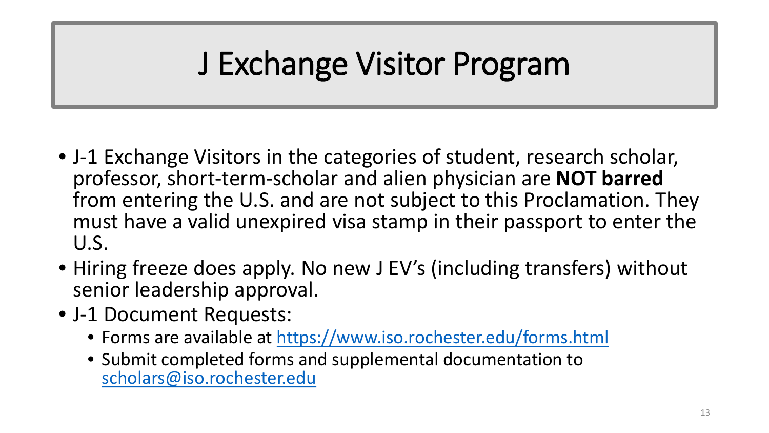# J Exchange Visitor Program

- J-1 Exchange Visitors in the categories of student, research scholar, professor, short-term-scholar and alien physician are **NOT barred** from entering the U.S. and are not subject to this Proclamation. They must have a valid unexpired visa stamp in their passport to enter the U.S.
- Hiring freeze does apply. No new J EV's (including transfers) without senior leadership approval.
- J-1 Document Requests:
  - Forms are available at [https://www.iso.rochester.edu/forms.html](https://www.iso.rochester.edu/forms.html)
  - Submit completed forms and supplemental documentation to [scholars@iso.rochester.edu](mailto:scholars@iso.rochester.edu)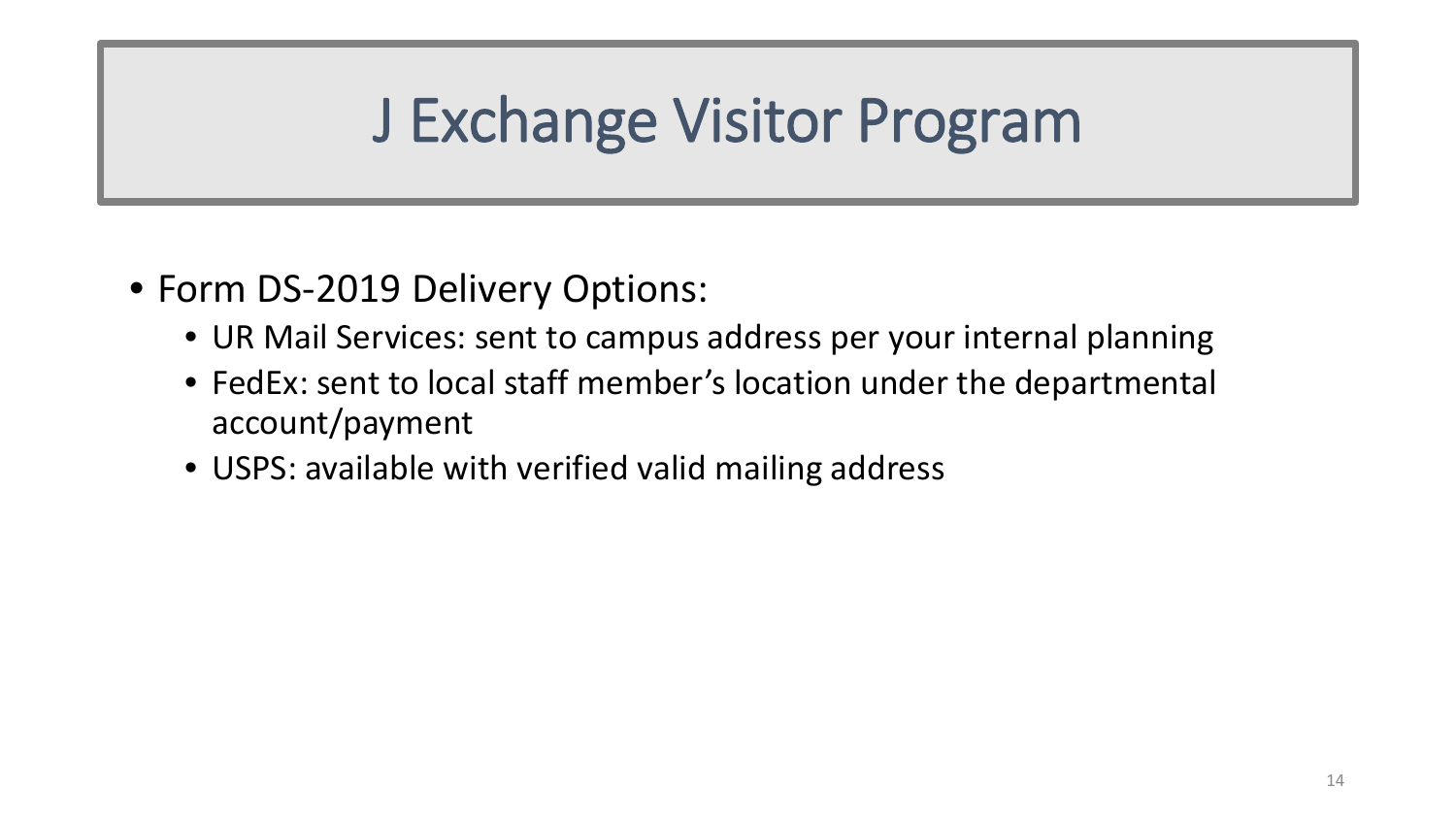# J Exchange Visitor Program

- Form DS-2019 Delivery Options:
  - UR Mail Services: sent to campus address per your internal planning
  - FedEx: sent to local staff member's location under the departmental account/payment
  - USPS: available with verified valid mailing address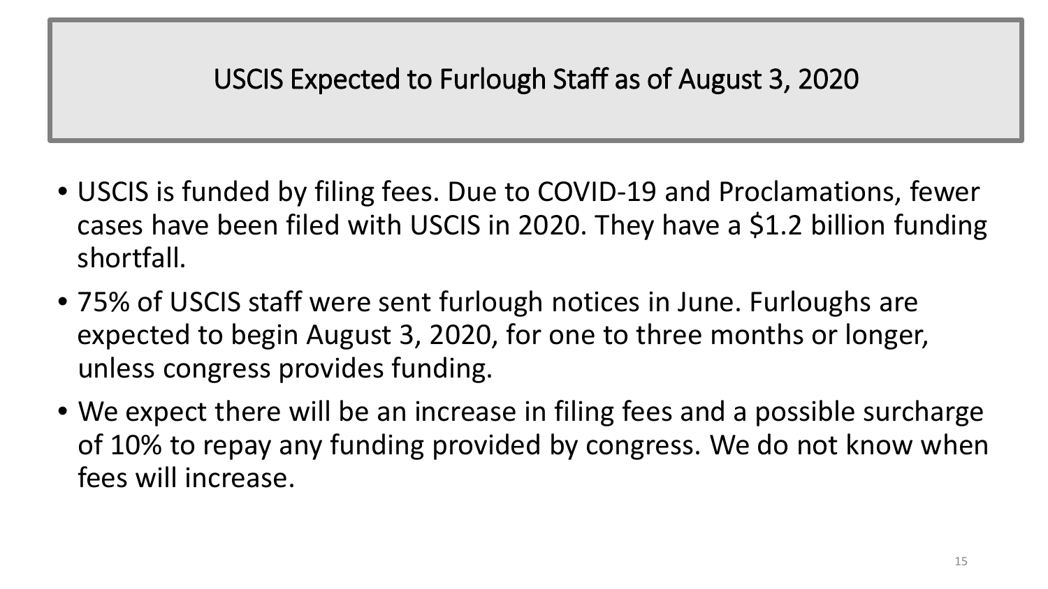# USCIS Expected to Furlough Staff as of August 3, 2020

- USCIS is funded by filing fees. Due to COVID-19 and Proclamations, fewer cases have been filed with USCIS in 2020. They have a $1.2 billion funding shortfall.
- 75% of USCIS staff were sent furlough notices in June. Furloughs are expected to begin August 3, 2020, for one to three months or longer, unless congress provides funding.
- We expect there will be an increase in filing fees and a possible surcharge of 10% to repay any funding provided by congress. We do not know when fees will increase.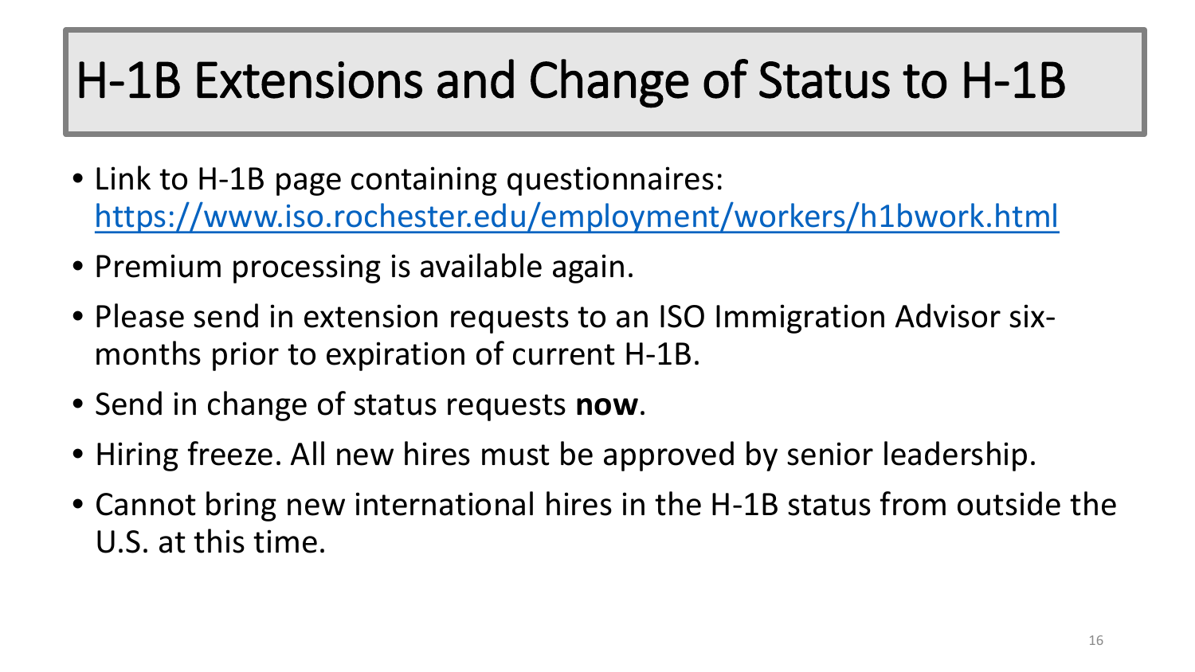# H-1B Extensions and Change of Status to H-1B

- Link to H-1B page containing questionnaires: [https://www.iso.rochester.edu/employment/workers/h1bwork.html](https://www.iso.rochester.edu/employment/workers/h1bwork.html)
- Premium processing is available again.
- Please send in extension requests to an ISO Immigration Advisor six-months prior to expiration of current H-1B.
- Send in change of status requests **now**.
- Hiring freeze. All new hires must be approved by senior leadership.
- Cannot bring new international hires in the H-1B status from outside the U.S. at this time.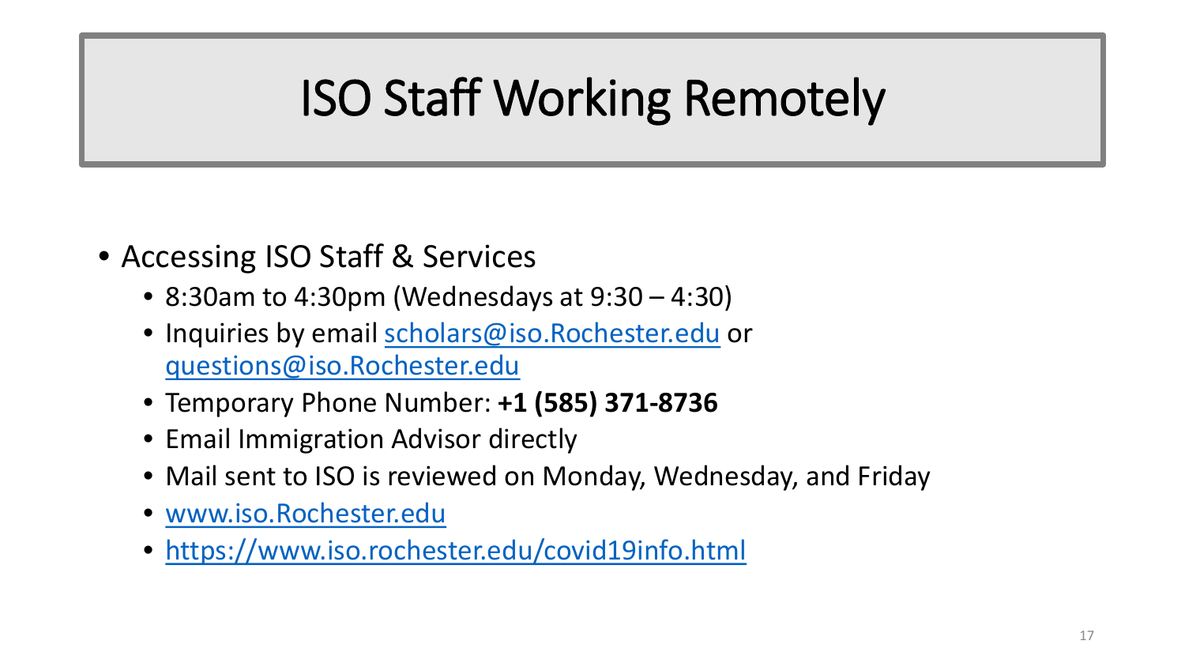# ISO Staff Working Remotely

- Accessing ISO Staff & Services
  - 8:30am to 4:30pm (Wednesdays at 9:30 – 4:30)
  - Inquiries by email [scholars@iso.Rochester.edu](mailto:scholars@iso.Rochester.edu) or [questions@iso.Rochester.edu](mailto:questions@iso.Rochester.edu)
  - Temporary Phone Number: **+1 (585) 371-8736**
  - Email Immigration Advisor directly
  - Mail sent to ISO is reviewed on Monday, Wednesday, and Friday
  - [www.iso.Rochester.edu](http://www.iso.Rochester.edu)
  - [https://www.iso.rochester.edu/covid19info.html](https://www.iso.rochester.edu/covid19info.html)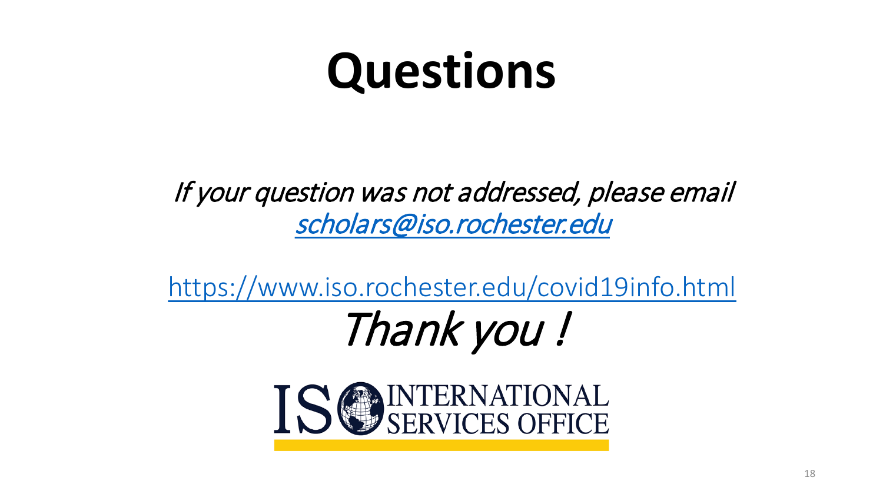# Questions

*If your question was not addressed, please email [scholars@iso.rochester.edu](mailto:scholars@iso.rochester.edu)*

https://www.iso.rochester.edu/covid19info.html

*Thank you !*

ISO INTERNATIONAL SERVICES OFFICE